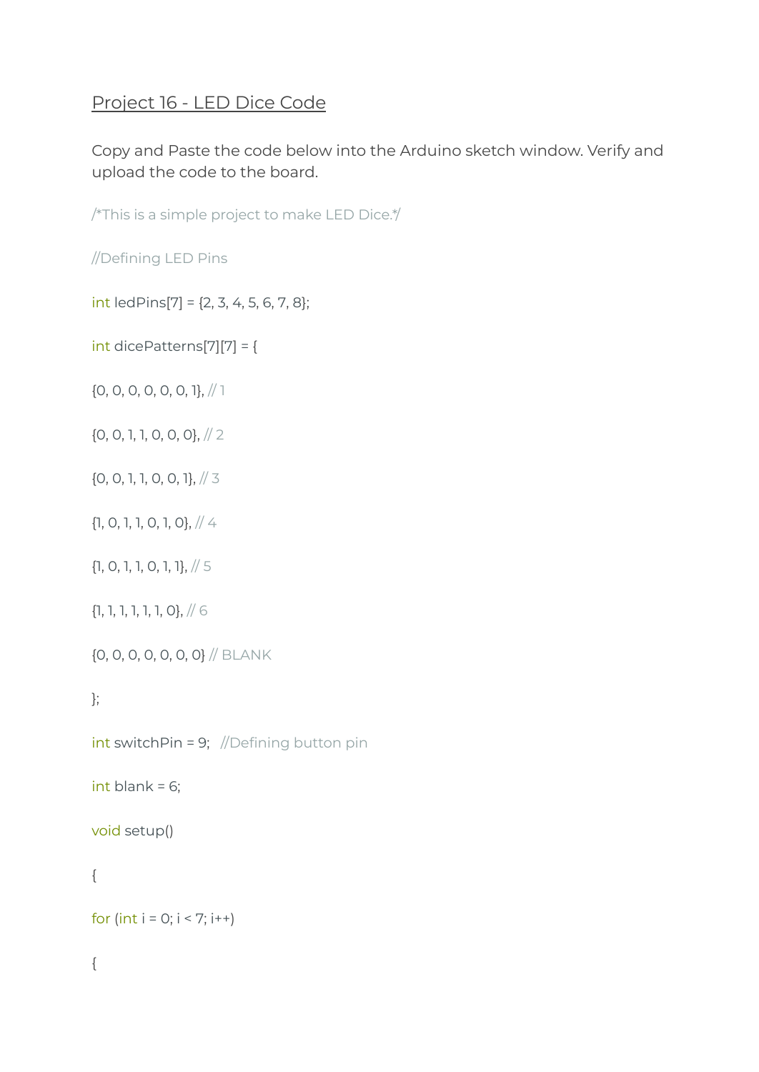# Project 16 - LED Dice Code

Copy and Paste the code below into the Arduino sketch window. Verify and upload the code to the board.

```
/*This is a simple project to make LED Dice.*/

//Defining LED Pins

int ledPins[7] = {2, 3, 4, 5, 6, 7, 8};

int dicePatterns[7][7] = {

{0, 0, 0, 0, 0, 0, 1}, // 1

{0, 0, 1, 1, 0, 0, 0}, // 2

{0, 0, 1, 1, 0, 0, 1}, // 3

{1, 0, 1, 1, 0, 1, 0}, // 4

{1, 0, 1, 1, 0, 1, 1}, // 5

{1, 1, 1, 1, 1, 1, 0}, // 6

{0, 0, 0, 0, 0, 0, 0} // BLANK

};

int switchPin = 9;   //Defining button pin

int blank = 6;

void setup()

{

for (int i = 0; i < 7; i++)

{
```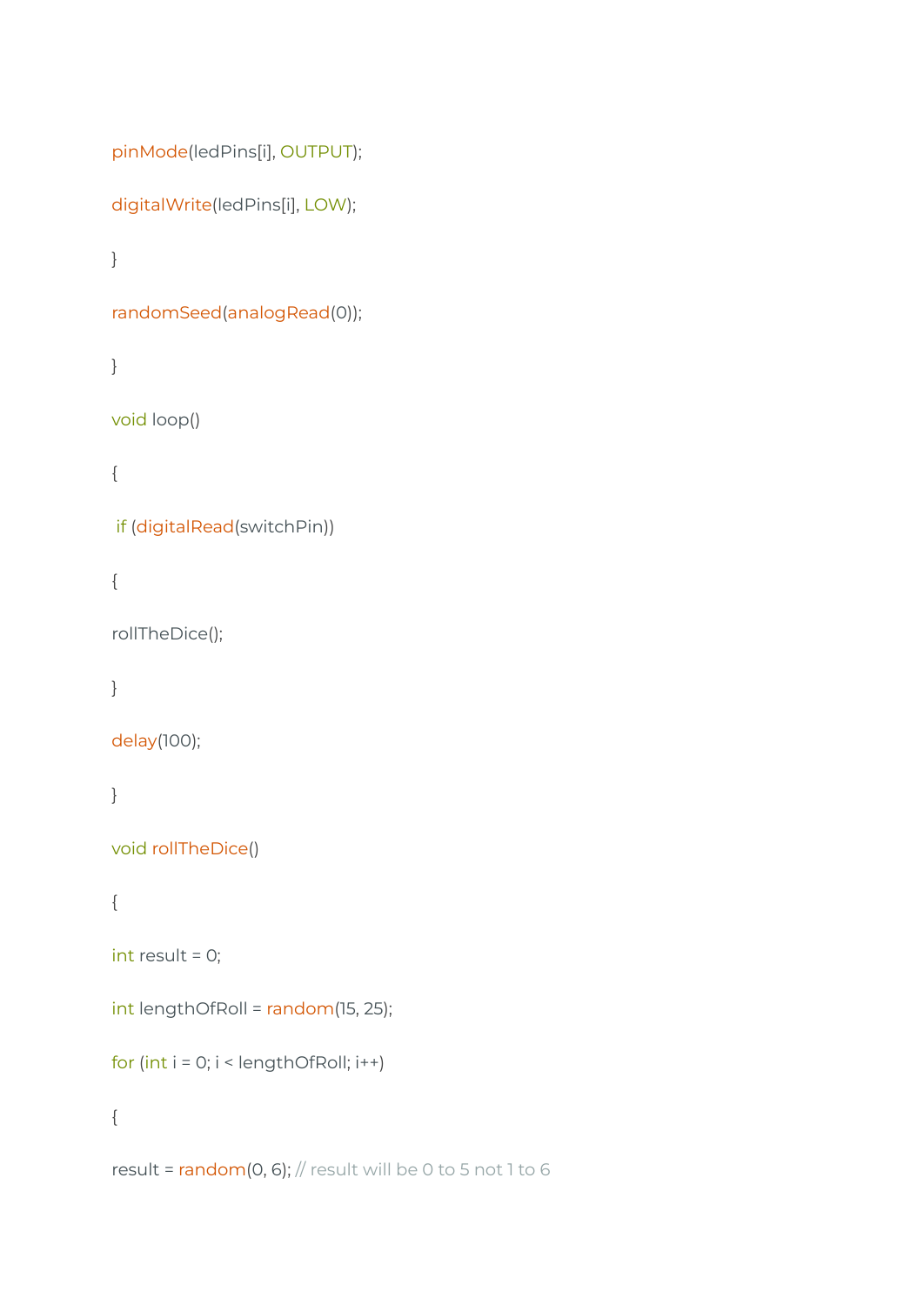```
pinMode(ledPins[i], OUTPUT);

digitalWrite(ledPins[i], LOW);

}

randomSeed(analogRead(0));

}

void loop()

{

 if (digitalRead(switchPin))

{

rollTheDice();

}

delay(100);

}

void rollTheDice()

{

int result = 0;

int lengthOfRoll = random(15, 25);

for (int i = 0; i < lengthOfRoll; i++)

{

result = random(0, 6); // result will be 0 to 5 not 1 to 6
```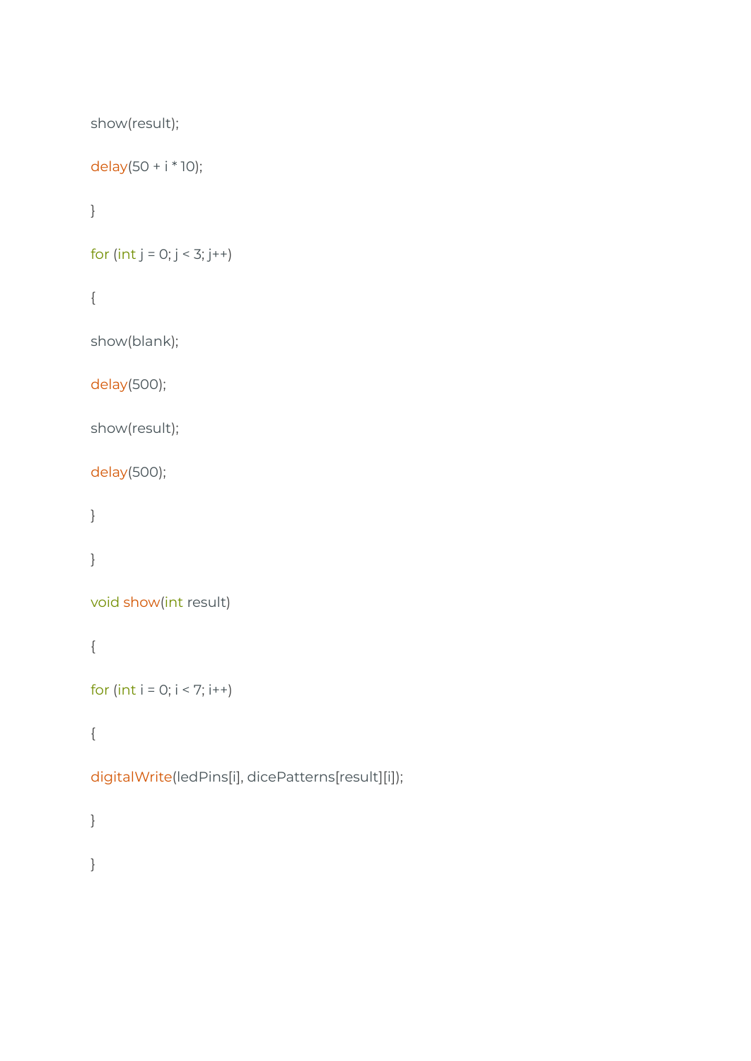```
show(result);
delay(50 + i * 10);
}
for (int j = 0; j < 3; j++)
{
show(blank);
delay(500);
show(result);
delay(500);
}
}
void show(int result)
{
for (int i = 0; i < 7; i++)
{
digitalWrite(ledPins[i], dicePatterns[result][i]);
}
}
```